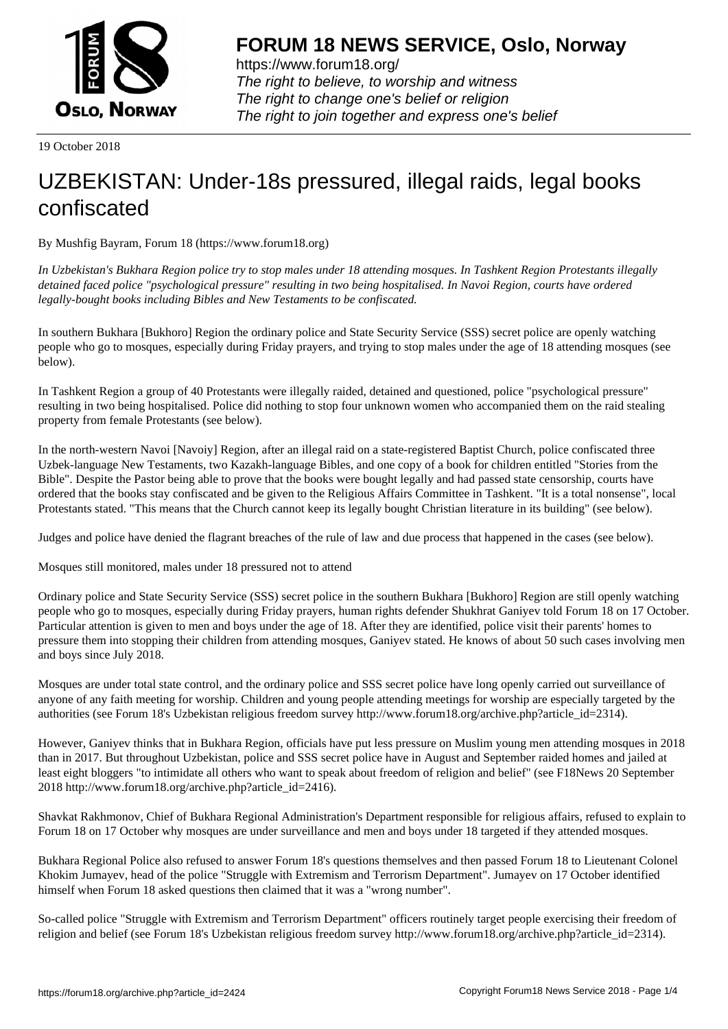# FORUM 18 NEWS SERVICE, Oslo, Norway

https://www.forum18.org/
*The right to believe, to worship and witness*
*The right to change one's belief or religion*
*The right to join together and express one's belief*

19 October 2018

# UZBEKISTAN: Under-18s pressured, illegal raids, legal books confiscated

By Mushfig Bayram, Forum 18 (https://www.forum18.org)

*In Uzbekistan's Bukhara Region police try to stop males under 18 attending mosques. In Tashkent Region Protestants illegally detained faced police "psychological pressure" resulting in two being hospitalised. In Navoi Region, courts have ordered legally-bought books including Bibles and New Testaments to be confiscated.*

In southern Bukhara [Bukhoro] Region the ordinary police and State Security Service (SSS) secret police are openly watching people who go to mosques, especially during Friday prayers, and trying to stop males under the age of 18 attending mosques (see below).

In Tashkent Region a group of 40 Protestants were illegally raided, detained and questioned, police "psychological pressure" resulting in two being hospitalised. Police did nothing to stop four unknown women who accompanied them on the raid stealing property from female Protestants (see below).

In the north-western Navoi [Navoiy] Region, after an illegal raid on a state-registered Baptist Church, police confiscated three Uzbek-language New Testaments, two Kazakh-language Bibles, and one copy of a book for children entitled "Stories from the Bible". Despite the Pastor being able to prove that the books were bought legally and had passed state censorship, courts have ordered that the books stay confiscated and be given to the Religious Affairs Committee in Tashkent. "It is a total nonsense", local Protestants stated. "This means that the Church cannot keep its legally bought Christian literature in its building" (see below).

Judges and police have denied the flagrant breaches of the rule of law and due process that happened in the cases (see below).

## Mosques still monitored, males under 18 pressured not to attend

Ordinary police and State Security Service (SSS) secret police in the southern Bukhara [Bukhoro] Region are still openly watching people who go to mosques, especially during Friday prayers, human rights defender Shukhrat Ganiyev told Forum 18 on 17 October. Particular attention is given to men and boys under the age of 18. After they are identified, police visit their parents' homes to pressure them into stopping their children from attending mosques, Ganiyev stated. He knows of about 50 such cases involving men and boys since July 2018.

Mosques are under total state control, and the ordinary police and SSS secret police have long openly carried out surveillance of anyone of any faith meeting for worship. Children and young people attending meetings for worship are especially targeted by the authorities (see Forum 18's Uzbekistan religious freedom survey http://www.forum18.org/archive.php?article_id=2314).

However, Ganiyev thinks that in Bukhara Region, officials have put less pressure on Muslim young men attending mosques in 2018 than in 2017. But throughout Uzbekistan, police and SSS secret police have in August and September raided homes and jailed at least eight bloggers "to intimidate all others who want to speak about freedom of religion and belief" (see F18News 20 September 2018 http://www.forum18.org/archive.php?article_id=2416).

Shavkat Rakhmonov, Chief of Bukhara Regional Administration's Department responsible for religious affairs, refused to explain to Forum 18 on 17 October why mosques are under surveillance and men and boys under 18 targeted if they attended mosques.

Bukhara Regional Police also refused to answer Forum 18's questions themselves and then passed Forum 18 to Lieutenant Colonel Khokim Jumayev, head of the police "Struggle with Extremism and Terrorism Department". Jumayev on 17 October identified himself when Forum 18 asked questions then claimed that it was a "wrong number".

So-called police "Struggle with Extremism and Terrorism Department" officers routinely target people exercising their freedom of religion and belief (see Forum 18's Uzbekistan religious freedom survey http://www.forum18.org/archive.php?article_id=2314).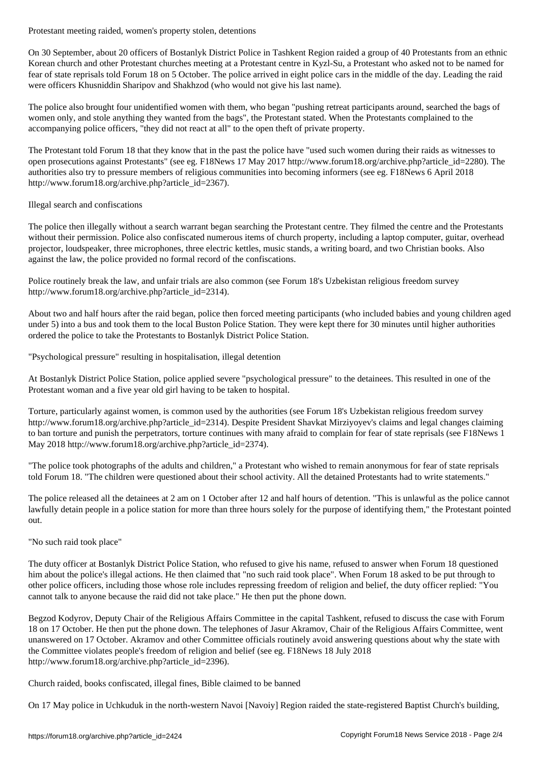Protestant meeting raided, women's property stolen, detentions

On 30 September, about 20 officers of Bostanlyk District Police in Tashkent Region raided a group of 40 Protestants from an ethnic Korean church and other Protestant churches meeting at a Protestant centre in Kyzl-Su, a Protestant who asked not to be named for fear of state reprisals told Forum 18 on 5 October. The police arrived in eight police cars in the middle of the day. Leading the raid were officers Khusniddin Sharipov and Shakhzod (who would not give his last name).

The police also brought four unidentified women with them, who began "pushing retreat participants around, searched the bags of women only, and stole anything they wanted from the bags", the Protestant stated. When the Protestants complained to the accompanying police officers, "they did not react at all" to the open theft of private property.

The Protestant told Forum 18 that they know that in the past the police have "used such women during their raids as witnesses to open prosecutions against Protestants" (see eg. F18News 17 May 2017 http://www.forum18.org/archive.php?article_id=2280). The authorities also try to pressure members of religious communities into becoming informers (see eg. F18News 6 April 2018 http://www.forum18.org/archive.php?article_id=2367).

Illegal search and confiscations

The police then illegally without a search warrant began searching the Protestant centre. They filmed the centre and the Protestants without their permission. Police also confiscated numerous items of church property, including a laptop computer, guitar, overhead projector, loudspeaker, three microphones, three electric kettles, music stands, a writing board, and two Christian books. Also against the law, the police provided no formal record of the confiscations.

Police routinely break the law, and unfair trials are also common (see Forum 18's Uzbekistan religious freedom survey http://www.forum18.org/archive.php?article_id=2314).

About two and half hours after the raid began, police then forced meeting participants (who included babies and young children aged under 5) into a bus and took them to the local Buston Police Station. They were kept there for 30 minutes until higher authorities ordered the police to take the Protestants to Bostanlyk District Police Station.

"Psychological pressure" resulting in hospitalisation, illegal detention

At Bostanlyk District Police Station, police applied severe "psychological pressure" to the detainees. This resulted in one of the Protestant woman and a five year old girl having to be taken to hospital.

Torture, particularly against women, is common used by the authorities (see Forum 18's Uzbekistan religious freedom survey http://www.forum18.org/archive.php?article_id=2314). Despite President Shavkat Mirziyoyev's claims and legal changes claiming to ban torture and punish the perpetrators, torture continues with many afraid to complain for fear of state reprisals (see F18News 1 May 2018 http://www.forum18.org/archive.php?article_id=2374).

"The police took photographs of the adults and children," a Protestant who wished to remain anonymous for fear of state reprisals told Forum 18. "The children were questioned about their school activity. All the detained Protestants had to write statements."

The police released all the detainees at 2 am on 1 October after 12 and half hours of detention. "This is unlawful as the police cannot lawfully detain people in a police station for more than three hours solely for the purpose of identifying them," the Protestant pointed out.

"No such raid took place"

The duty officer at Bostanlyk District Police Station, who refused to give his name, refused to answer when Forum 18 questioned him about the police's illegal actions. He then claimed that "no such raid took place". When Forum 18 asked to be put through to other police officers, including those whose role includes repressing freedom of religion and belief, the duty officer replied: "You cannot talk to anyone because the raid did not take place." He then put the phone down.

Begzod Kodyrov, Deputy Chair of the Religious Affairs Committee in the capital Tashkent, refused to discuss the case with Forum 18 on 17 October. He then put the phone down. The telephones of Jasur Akramov, Chair of the Religious Affairs Committee, went unanswered on 17 October. Akramov and other Committee officials routinely avoid answering questions about why the state with the Committee violates people's freedom of religion and belief (see eg. F18News 18 July 2018 http://www.forum18.org/archive.php?article_id=2396).

Church raided, books confiscated, illegal fines, Bible claimed to be banned

On 17 May police in Uchkuduk in the north-western Navoi [Navoiy] Region raided the state-registered Baptist Church's building,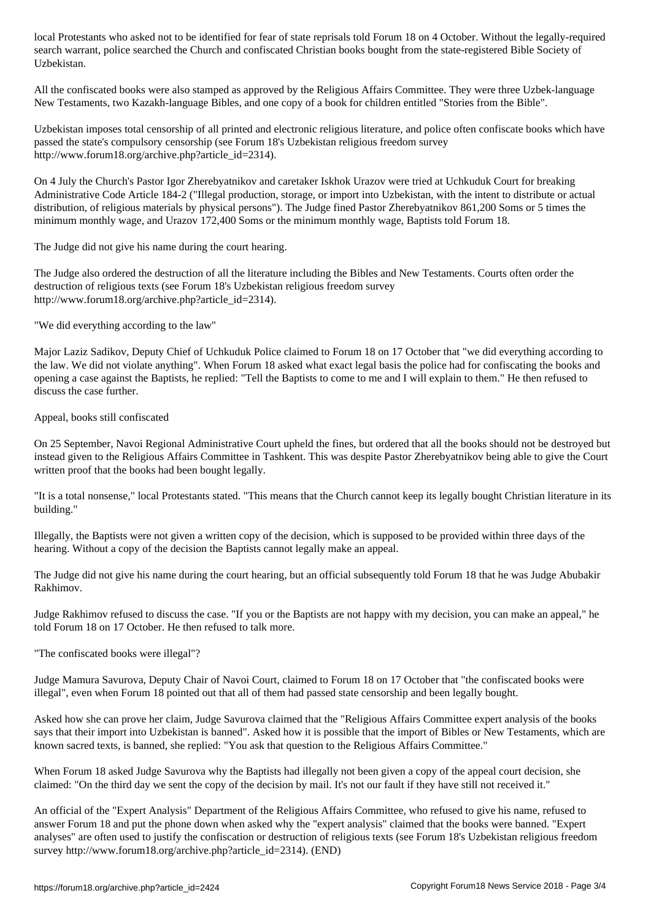local Protestants who asked not to be identified for fear of state reprisals told Forum 18 on 4 October. Without the legally-required search warrant, police searched the Church and confiscated Christian books bought from the state-registered Bible Society of Uzbekistan.

All the confiscated books were also stamped as approved by the Religious Affairs Committee. They were three Uzbek-language New Testaments, two Kazakh-language Bibles, and one copy of a book for children entitled "Stories from the Bible".

Uzbekistan imposes total censorship of all printed and electronic religious literature, and police often confiscate books which have passed the state's compulsory censorship (see Forum 18's Uzbekistan religious freedom survey http://www.forum18.org/archive.php?article_id=2314).

On 4 July the Church's Pastor Igor Zherebyatnikov and caretaker Iskhok Urazov were tried at Uchkuduk Court for breaking Administrative Code Article 184-2 ("Illegal production, storage, or import into Uzbekistan, with the intent to distribute or actual distribution, of religious materials by physical persons"). The Judge fined Pastor Zherebyatnikov 861,200 Soms or 5 times the minimum monthly wage, and Urazov 172,400 Soms or the minimum monthly wage, Baptists told Forum 18.

The Judge did not give his name during the court hearing.

The Judge also ordered the destruction of all the literature including the Bibles and New Testaments. Courts often order the destruction of religious texts (see Forum 18's Uzbekistan religious freedom survey http://www.forum18.org/archive.php?article_id=2314).

## "We did everything according to the law"

Major Laziz Sadikov, Deputy Chief of Uchkuduk Police claimed to Forum 18 on 17 October that "we did everything according to the law. We did not violate anything". When Forum 18 asked what exact legal basis the police had for confiscating the books and opening a case against the Baptists, he replied: "Tell the Baptists to come to me and I will explain to them." He then refused to discuss the case further.

## Appeal, books still confiscated

On 25 September, Navoi Regional Administrative Court upheld the fines, but ordered that all the books should not be destroyed but instead given to the Religious Affairs Committee in Tashkent. This was despite Pastor Zherebyatnikov being able to give the Court written proof that the books had been bought legally.

"It is a total nonsense," local Protestants stated. "This means that the Church cannot keep its legally bought Christian literature in its building."

Illegally, the Baptists were not given a written copy of the decision, which is supposed to be provided within three days of the hearing. Without a copy of the decision the Baptists cannot legally make an appeal.

The Judge did not give his name during the court hearing, but an official subsequently told Forum 18 that he was Judge Abubakir Rakhimov.

Judge Rakhimov refused to discuss the case. "If you or the Baptists are not happy with my decision, you can make an appeal," he told Forum 18 on 17 October. He then refused to talk more.

## "The confiscated books were illegal"?

Judge Mamura Savurova, Deputy Chair of Navoi Court, claimed to Forum 18 on 17 October that "the confiscated books were illegal", even when Forum 18 pointed out that all of them had passed state censorship and been legally bought.

Asked how she can prove her claim, Judge Savurova claimed that the "Religious Affairs Committee expert analysis of the books says that their import into Uzbekistan is banned". Asked how it is possible that the import of Bibles or New Testaments, which are known sacred texts, is banned, she replied: "You ask that question to the Religious Affairs Committee."

When Forum 18 asked Judge Savurova why the Baptists had illegally not been given a copy of the appeal court decision, she claimed: "On the third day we sent the copy of the decision by mail. It's not our fault if they have still not received it."

An official of the "Expert Analysis" Department of the Religious Affairs Committee, who refused to give his name, refused to answer Forum 18 and put the phone down when asked why the "expert analysis" claimed that the books were banned. "Expert analyses" are often used to justify the confiscation or destruction of religious texts (see Forum 18's Uzbekistan religious freedom survey http://www.forum18.org/archive.php?article_id=2314). (END)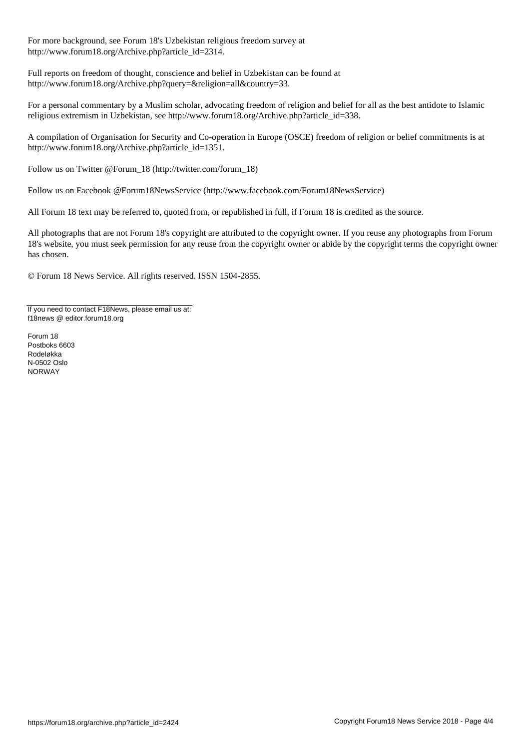For more background, see Forum 18's Uzbekistan religious freedom survey at http://www.forum18.org/Archive.php?article_id=2314.

Full reports on freedom of thought, conscience and belief in Uzbekistan can be found at http://www.forum18.org/Archive.php?query=&religion=all&country=33.

For a personal commentary by a Muslim scholar, advocating freedom of religion and belief for all as the best antidote to Islamic religious extremism in Uzbekistan, see http://www.forum18.org/Archive.php?article_id=338.

A compilation of Organisation for Security and Co-operation in Europe (OSCE) freedom of religion or belief commitments is at http://www.forum18.org/Archive.php?article_id=1351.

Follow us on Twitter @Forum_18 (http://twitter.com/forum_18)

Follow us on Facebook @Forum18NewsService (http://www.facebook.com/Forum18NewsService)

All Forum 18 text may be referred to, quoted from, or republished in full, if Forum 18 is credited as the source.

All photographs that are not Forum 18's copyright are attributed to the copyright owner. If you reuse any photographs from Forum 18's website, you must seek permission for any reuse from the copyright owner or abide by the copyright terms the copyright owner has chosen.

© Forum 18 News Service. All rights reserved. ISSN 1504-2855.

If you need to contact F18News, please email us at:
f18news @ editor.forum18.org

Forum 18
Postboks 6603
Rodeløkka
N-0502 Oslo
NORWAY